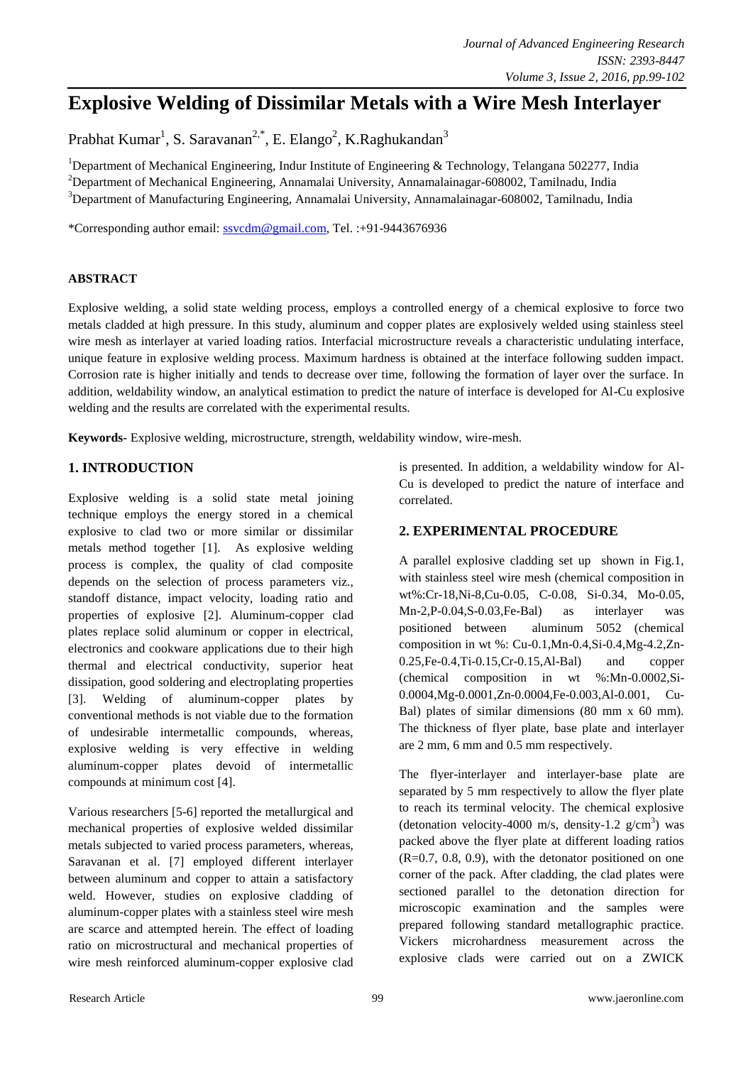# Explosive Welding of Dissimilar Metals with a Wire Mesh Interlayer

Prabhat Kumar[1], S. Saravanan[2,*], E. Elango[2], K.Raghukandan[3]

[1]Department of Mechanical Engineering, Indur Institute of Engineering & Technology, Telangana 502277, India
[2]Department of Mechanical Engineering, Annamalai University, Annamalainagar-608002, Tamilnadu, India
[3]Department of Manufacturing Engineering, Annamalai University, Annamalainagar-608002, Tamilnadu, India

*Corresponding author email: ssvcdm@gmail.com, Tel. :+91-9443676936

**ABSTRACT**

Explosive welding, a solid state welding process, employs a controlled energy of a chemical explosive to force two metals cladded at high pressure. In this study, aluminum and copper plates are explosively welded using stainless steel wire mesh as interlayer at varied loading ratios. Interfacial microstructure reveals a characteristic undulating interface, unique feature in explosive welding process. Maximum hardness is obtained at the interface following sudden impact. Corrosion rate is higher initially and tends to decrease over time, following the formation of layer over the surface. In addition, weldability window, an analytical estimation to predict the nature of interface is developed for Al-Cu explosive welding and the results are correlated with the experimental results.

**Keywords-** Explosive welding, microstructure, strength, weldability window, wire-mesh.

## 1. INTRODUCTION

Explosive welding is a solid state metal joining technique employs the energy stored in a chemical explosive to clad two or more similar or dissimilar metals method together [1]. As explosive welding process is complex, the quality of clad composite depends on the selection of process parameters viz., standoff distance, impact velocity, loading ratio and properties of explosive [2]. Aluminum-copper clad plates replace solid aluminum or copper in electrical, electronics and cookware applications due to their high thermal and electrical conductivity, superior heat dissipation, good soldering and electroplating properties [3]. Welding of aluminum-copper plates by conventional methods is not viable due to the formation of undesirable intermetallic compounds, whereas, explosive welding is very effective in welding aluminum-copper plates devoid of intermetallic compounds at minimum cost [4].

Various researchers [5-6] reported the metallurgical and mechanical properties of explosive welded dissimilar metals subjected to varied process parameters, whereas, Saravanan et al. [7] employed different interlayer between aluminum and copper to attain a satisfactory weld. However, studies on explosive cladding of aluminum-copper plates with a stainless steel wire mesh are scarce and attempted herein. The effect of loading ratio on microstructural and mechanical properties of wire mesh reinforced aluminum-copper explosive clad is presented. In addition, a weldability window for Al-Cu is developed to predict the nature of interface and correlated.

## 2. EXPERIMENTAL PROCEDURE

A parallel explosive cladding set up shown in Fig.1, with stainless steel wire mesh (chemical composition in wt%:Cr-18,Ni-8,Cu-0.05, C-0.08, Si-0.34, Mo-0.05, Mn-2,P-0.04,S-0.03,Fe-Bal) as interlayer was positioned between aluminum 5052 (chemical composition in wt %: Cu-0.1,Mn-0.4,Si-0.4,Mg-4.2,Zn-0.25,Fe-0.4,Ti-0.15,Cr-0.15,Al-Bal) and copper (chemical composition in wt %:Mn-0.0002,Si-0.0004,Mg-0.0001,Zn-0.0004,Fe-0.003,Al-0.001, Cu-Bal) plates of similar dimensions (80 mm x 60 mm). The thickness of flyer plate, base plate and interlayer are 2 mm, 6 mm and 0.5 mm respectively.

The flyer-interlayer and interlayer-base plate are separated by 5 mm respectively to allow the flyer plate to reach its terminal velocity. The chemical explosive (detonation velocity-4000 m/s, density-1.2 $g/cm^3$) was packed above the flyer plate at different loading ratios (R=0.7, 0.8, 0.9), with the detonator positioned on one corner of the pack. After cladding, the clad plates were sectioned parallel to the detonation direction for microscopic examination and the samples were prepared following standard metallographic practice. Vickers microhardness measurement across the explosive clads were carried out on a ZWICK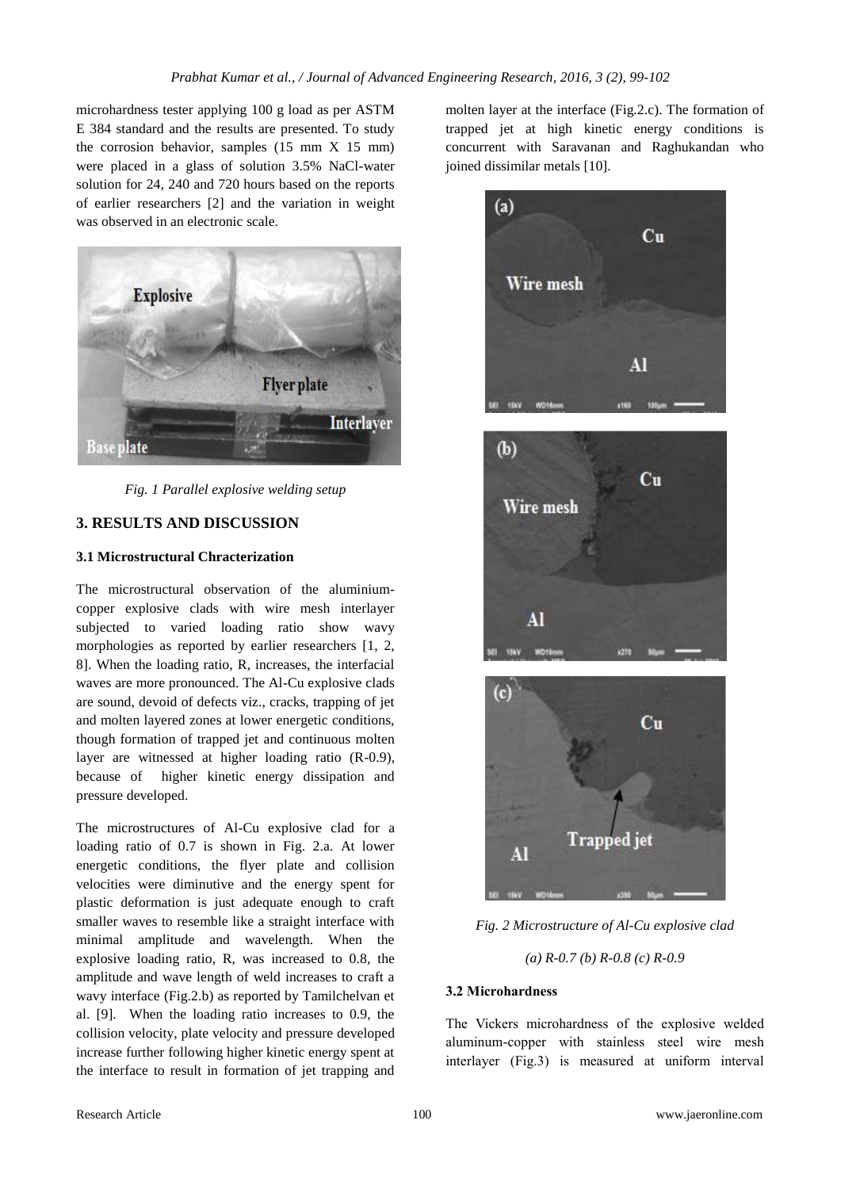microhardness tester applying 100 g load as per ASTM E 384 standard and the results are presented. To study the corrosion behavior, samples (15 mm X 15 mm) were placed in a glass of solution 3.5% NaCl-water solution for 24, 240 and 720 hours based on the reports of earlier researchers [2] and the variation in weight was observed in an electronic scale.

*Fig. 1 Parallel explosive welding setup*

## 3. RESULTS AND DISCUSSION

### 3.1 Microstructural Chracterization

The microstructural observation of the aluminium-copper explosive clads with wire mesh interlayer subjected to varied loading ratio show wavy morphologies as reported by earlier researchers [1, 2, 8]. When the loading ratio, R, increases, the interfacial waves are more pronounced. The Al-Cu explosive clads are sound, devoid of defects viz., cracks, trapping of jet and molten layered zones at lower energetic conditions, though formation of trapped jet and continuous molten layer are witnessed at higher loading ratio (R-0.9), because of higher kinetic energy dissipation and pressure developed.

The microstructures of Al-Cu explosive clad for a loading ratio of 0.7 is shown in Fig. 2.a. At lower energetic conditions, the flyer plate and collision velocities were diminutive and the energy spent for plastic deformation is just adequate enough to craft smaller waves to resemble like a straight interface with minimal amplitude and wavelength. When the explosive loading ratio, R, was increased to 0.8, the amplitude and wave length of weld increases to craft a wavy interface (Fig.2.b) as reported by Tamilchelvan et al. [9]. When the loading ratio increases to 0.9, the collision velocity, plate velocity and pressure developed increase further following higher kinetic energy spent at the interface to result in formation of jet trapping and molten layer at the interface (Fig.2.c). The formation of trapped jet at high kinetic energy conditions is concurrent with Saravanan and Raghukandan who joined dissimilar metals [10].

*Fig. 2 Microstructure of Al-Cu explosive clad*

*(a) R-0.7 (b) R-0.8 (c) R-0.9*

### 3.2 Microhardness

The Vickers microhardness of the explosive welded aluminum-copper with stainless steel wire mesh interlayer (Fig.3) is measured at uniform interval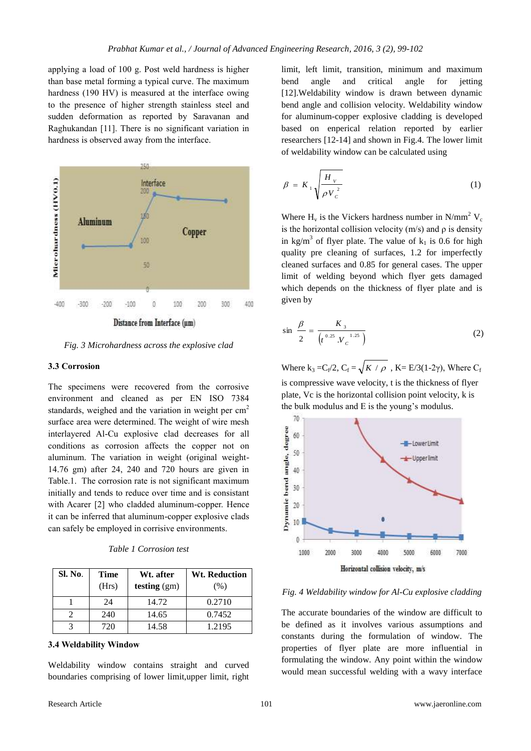applying a load of 100 g. Post weld hardness is higher than base metal forming a typical curve. The maximum hardness (190 HV) is measured at the interface owing to the presence of higher strength stainless steel and sudden deformation as reported by Saravanan and Raghukandan [11]. There is no significant variation in hardness is observed away from the interface.

*Fig. 3 Microhardness across the explosive clad*

### 3.3 Corrosion

The specimens were recovered from the corrosive environment and cleaned as per EN ISO 7384 standards, weighed and the variation in weight per $cm^2$ surface area were determined. The weight of wire mesh interlayered Al-Cu explosive clad decreases for all conditions as corrosion affects the copper not on aluminum. The variation in weight (original weight-14.76 gm) after 24, 240 and 720 hours are given in Table.1. The corrosion rate is not significant maximum initially and tends to reduce over time and is consistant with Acarer [2] who cladded aluminum-copper. Hence it can be inferred that aluminum-copper explosive clads can safely be employed in corrisive environments.

*Table 1 Corrosion test*

| Sl. No. | Time (Hrs) | Wt. after testing (gm) | Wt. Reduction (%) |
|---|---|---|---|
| 1 | 24 | 14.72 | 0.2710 |
| 2 | 240 | 14.65 | 0.7452 |
| 3 | 720 | 14.58 | 1.2195 |

### 3.4 Weldability Window

Weldability window contains straight and curved boundaries comprising of lower limit,upper limit, right limit, left limit, transition, minimum and maximum bend angle and critical angle for jetting [12].Weldability window is drawn between dynamic bend angle and collision velocity. Weldability window for aluminum-copper explosive cladding is developed based on enperical relation reported by earlier researchers [12-14] and shown in Fig.4. The lower limit of weldability window can be calculated using

$$\beta = K_1 \sqrt{\frac{H_v}{\rho V_c^2}} \tag{1}$$

Where $H_v$ is the Vickers hardness number in $N/mm^2$ $V_c$ is the horizontal collision velocity (m/s) and $\rho$ is density in $kg/m^3$ of flyer plate. The value of $k_1$ is 0.6 for high quality pre cleaning of surfaces, 1.2 for imperfectly cleaned surfaces and 0.85 for general cases. The upper limit of welding beyond which flyer gets damaged which depends on the thickness of flyer plate and is given by

$$\sin\frac{\beta}{2} = \frac{K_3}{\left(t^{0.25} . V_C^{1.25}\right)} \tag{2}$$

Where $k_3 = C_f/2$, $C_f = \sqrt{K / \rho}$ , $K = E/3(1-2\gamma)$, Where $C_f$ is compressive wave velocity, t is the thickness of flyer plate, Vc is the horizontal collision point velocity, k is the bulk modulus and E is the young's modulus.

*Fig. 4 Weldability window for Al-Cu explosive cladding*

The accurate boundaries of the window are difficult to be defined as it involves various assumptions and constants during the formulation of window. The properties of flyer plate are more influential in formulating the window. Any point within the window would mean successful welding with a wavy interface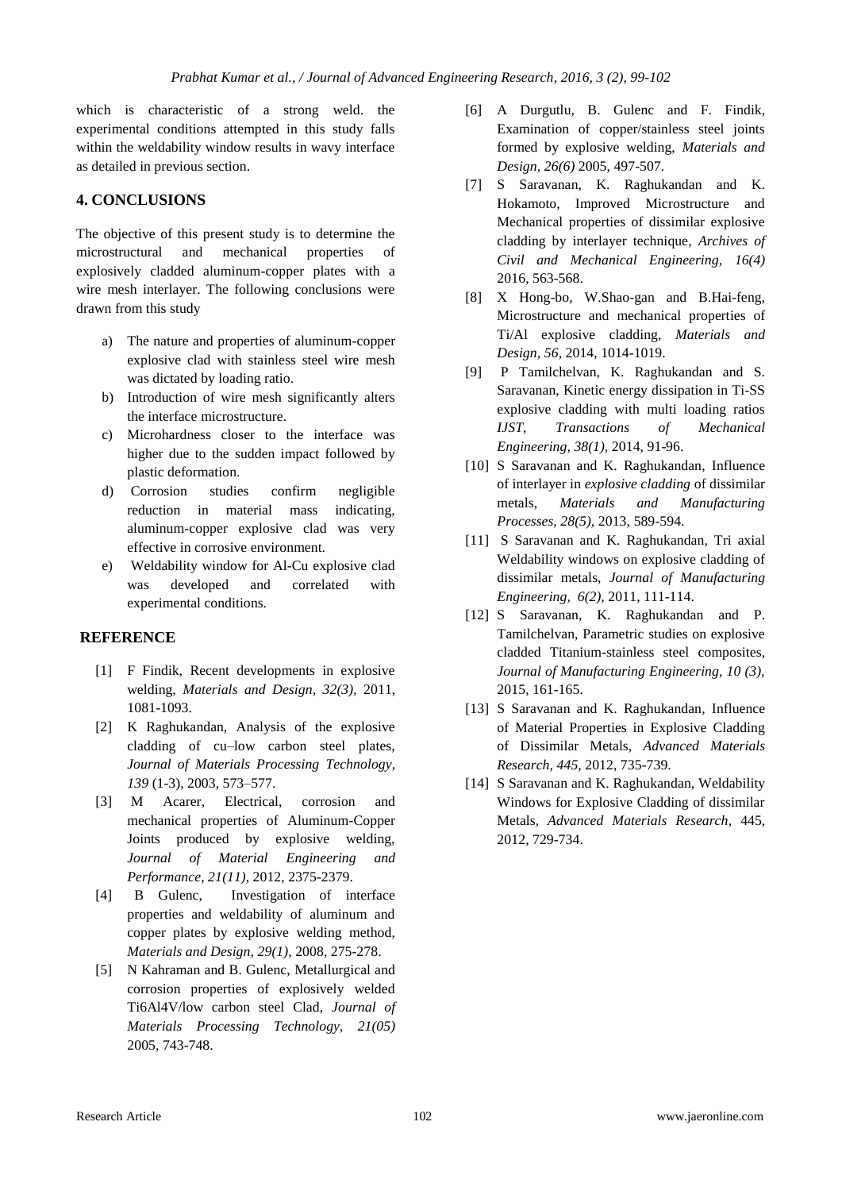which is characteristic of a strong weld. the experimental conditions attempted in this study falls within the weldability window results in wavy interface as detailed in previous section.

## 4. CONCLUSIONS

The objective of this present study is to determine the microstructural and mechanical properties of explosively cladded aluminum-copper plates with a wire mesh interlayer. The following conclusions were drawn from this study

a) The nature and properties of aluminum-copper explosive clad with stainless steel wire mesh was dictated by loading ratio.
b) Introduction of wire mesh significantly alters the interface microstructure.
c) Microhardness closer to the interface was higher due to the sudden impact followed by plastic deformation.
d) Corrosion studies confirm negligible reduction in material mass indicating, aluminum-copper explosive clad was very effective in corrosive environment.
e) Weldability window for Al-Cu explosive clad was developed and correlated with experimental conditions.

## REFERENCE

[1] F Findik, Recent developments in explosive welding, *Materials and Design, 32(3),* 2011, 1081-1093.

[2] K Raghukandan, Analysis of the explosive cladding of cu–low carbon steel plates, *Journal of Materials Processing Technology, 139* (1-3), 2003, 573–577.

[3] M Acarer, Electrical, corrosion and mechanical properties of Aluminum-Copper Joints produced by explosive welding, *Journal of Material Engineering and Performance, 21(11),* 2012, 2375-2379.

[4] B Gulenc, Investigation of interface properties and weldability of aluminum and copper plates by explosive welding method, *Materials and Design, 29(1),* 2008, 275-278.

[5] N Kahraman and B. Gulenc, Metallurgical and corrosion properties of explosively welded Ti6Al4V/low carbon steel Clad, *Journal of Materials Processing Technology, 21(05)* 2005, 743-748.

[6] A Durgutlu, B. Gulenc and F. Findik, Examination of copper/stainless steel joints formed by explosive welding, *Materials and Design, 26(6)* 2005, 497-507.

[7] S Saravanan, K. Raghukandan and K. Hokamoto, Improved Microstructure and Mechanical properties of dissimilar explosive cladding by interlayer technique, *Archives of Civil and Mechanical Engineering, 16(4)* 2016, 563-568.

[8] X Hong-bo, W.Shao-gan and B.Hai-feng, Microstructure and mechanical properties of Ti/Al explosive cladding, *Materials and Design, 56,* 2014, 1014-1019.

[9] P Tamilchelvan, K. Raghukandan and S. Saravanan, Kinetic energy dissipation in Ti-SS explosive cladding with multi loading ratios *IJST, Transactions of Mechanical Engineering, 38(1),* 2014, 91-96.

[10] S Saravanan and K. Raghukandan, Influence of interlayer in *explosive cladding* of dissimilar metals, *Materials and Manufacturing Processes, 28(5),* 2013, 589-594.

[11] S Saravanan and K. Raghukandan, Tri axial Weldability windows on explosive cladding of dissimilar metals, *Journal of Manufacturing Engineering, 6(2),* 2011, 111-114.

[12] S Saravanan, K. Raghukandan and P. Tamilchelvan, Parametric studies on explosive cladded Titanium-stainless steel composites, *Journal of Manufacturing Engineering, 10 (3),* 2015, 161-165.

[13] S Saravanan and K. Raghukandan, Influence of Material Properties in Explosive Cladding of Dissimilar Metals, *Advanced Materials Research, 445,* 2012, 735-739.

[14] S Saravanan and K. Raghukandan, Weldability Windows for Explosive Cladding of dissimilar Metals, *Advanced Materials Research*, 445, 2012, 729-734.